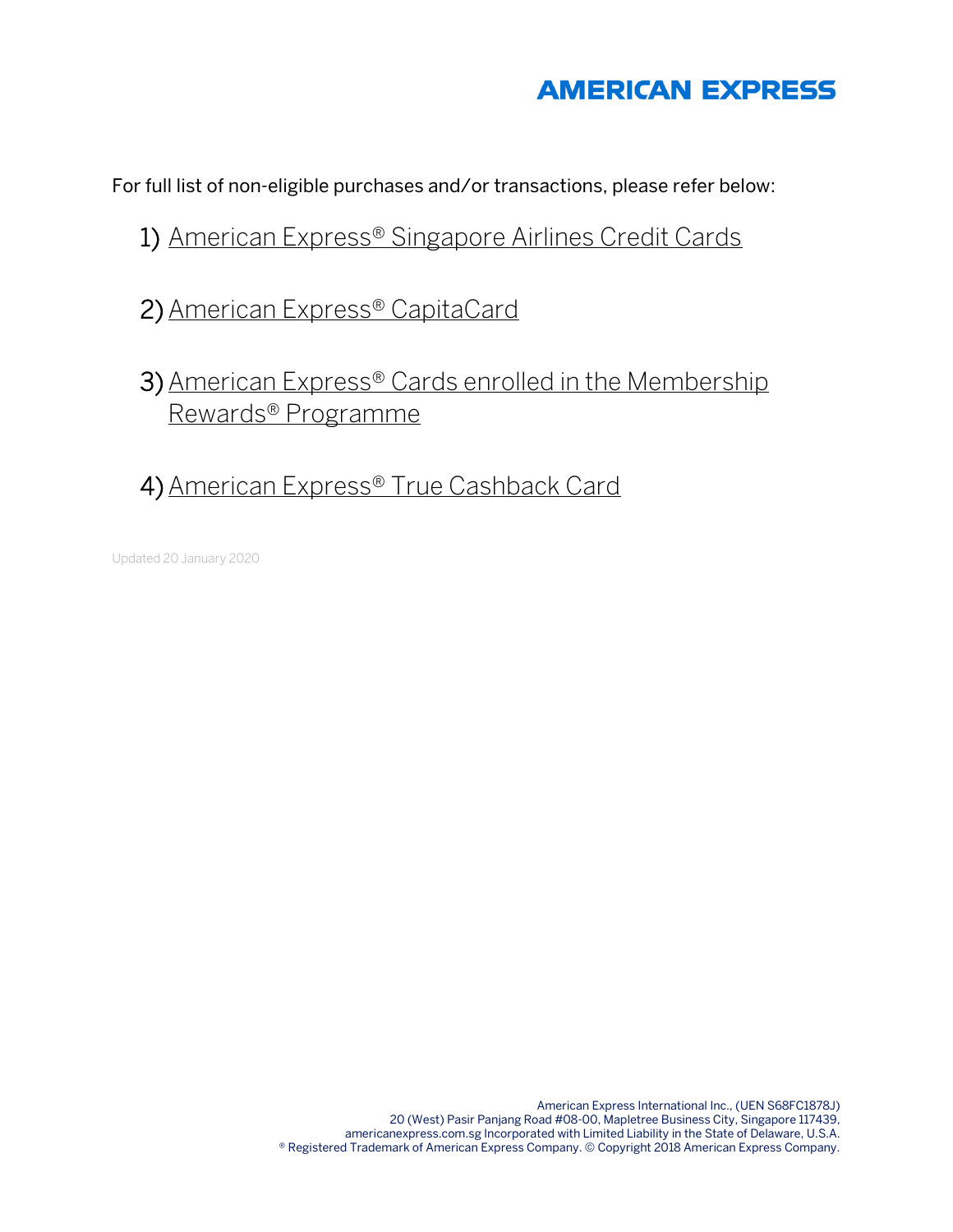AMERICAN EXPRESS

For full list of non-eligible purchases and/or transactions, please refer below:

1) American Express® Singapore Airlines Credit Cards

2) American Express® CapitaCard

3) American Express® Cards enrolled in the Membership Rewards® Programme

4) American Express® True Cashback Card

Updated 20 January 2020

American Express International Inc., (UEN S68FC1878J)
20 (West) Pasir Panjang Road #08-00, Mapletree Business City, Singapore 117439,
americanexpress.com.sg Incorporated with Limited Liability in the State of Delaware, U.S.A.
® Registered Trademark of American Express Company. © Copyright 2018 American Express Company.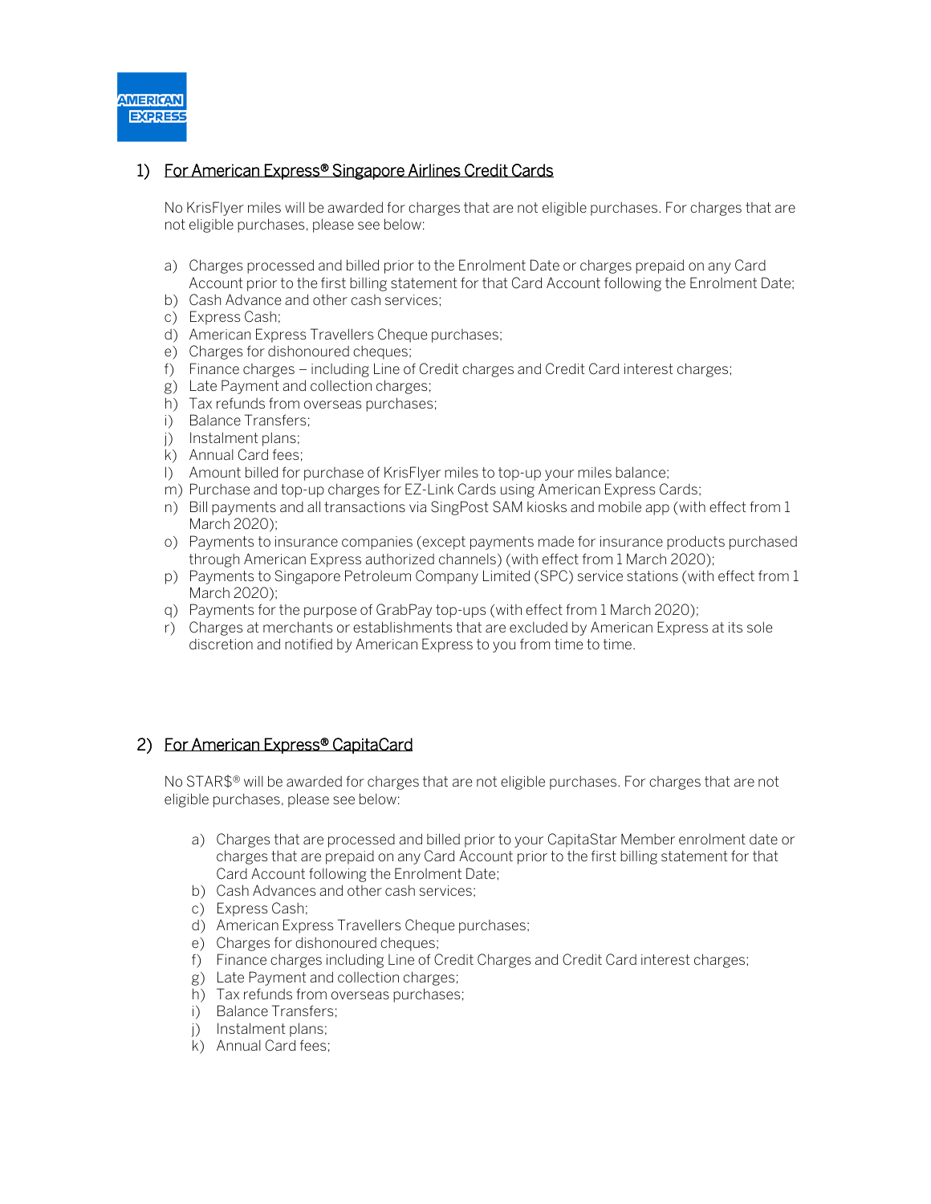## 1) For American Express® Singapore Airlines Credit Cards

No KrisFlyer miles will be awarded for charges that are not eligible purchases. For charges that are not eligible purchases, please see below:

a) Charges processed and billed prior to the Enrolment Date or charges prepaid on any Card Account prior to the first billing statement for that Card Account following the Enrolment Date;
b) Cash Advance and other cash services;
c) Express Cash;
d) American Express Travellers Cheque purchases;
e) Charges for dishonoured cheques;
f) Finance charges – including Line of Credit charges and Credit Card interest charges;
g) Late Payment and collection charges;
h) Tax refunds from overseas purchases;
i) Balance Transfers;
j) Instalment plans;
k) Annual Card fees;
l) Amount billed for purchase of KrisFlyer miles to top-up your miles balance;
m) Purchase and top-up charges for EZ-Link Cards using American Express Cards;
n) Bill payments and all transactions via SingPost SAM kiosks and mobile app (with effect from 1 March 2020);
o) Payments to insurance companies (except payments made for insurance products purchased through American Express authorized channels) (with effect from 1 March 2020);
p) Payments to Singapore Petroleum Company Limited (SPC) service stations (with effect from 1 March 2020);
q) Payments for the purpose of GrabPay top-ups (with effect from 1 March 2020);
r) Charges at merchants or establishments that are excluded by American Express at its sole discretion and notified by American Express to you from time to time.

## 2) For American Express® CapitaCard

No STAR$® will be awarded for charges that are not eligible purchases. For charges that are not eligible purchases, please see below:

a) Charges that are processed and billed prior to your CapitaStar Member enrolment date or charges that are prepaid on any Card Account prior to the first billing statement for that Card Account following the Enrolment Date;
b) Cash Advances and other cash services;
c) Express Cash;
d) American Express Travellers Cheque purchases;
e) Charges for dishonoured cheques;
f) Finance charges including Line of Credit Charges and Credit Card interest charges;
g) Late Payment and collection charges;
h) Tax refunds from overseas purchases;
i) Balance Transfers;
j) Instalment plans;
k) Annual Card fees;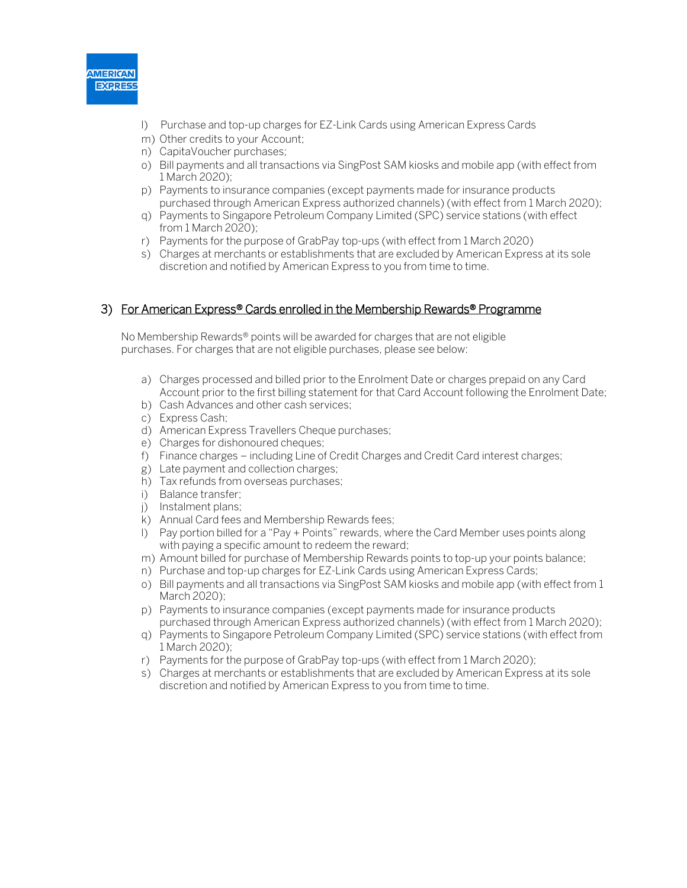l) Purchase and top-up charges for EZ-Link Cards using American Express Cards
m) Other credits to your Account;
n) CapitaVoucher purchases;
o) Bill payments and all transactions via SingPost SAM kiosks and mobile app (with effect from 1 March 2020);
p) Payments to insurance companies (except payments made for insurance products purchased through American Express authorized channels) (with effect from 1 March 2020);
q) Payments to Singapore Petroleum Company Limited (SPC) service stations (with effect from 1 March 2020);
r) Payments for the purpose of GrabPay top-ups (with effect from 1 March 2020)
s) Charges at merchants or establishments that are excluded by American Express at its sole discretion and notified by American Express to you from time to time.

## 3) For American Express® Cards enrolled in the Membership Rewards® Programme

No Membership Rewards® points will be awarded for charges that are not eligible purchases. For charges that are not eligible purchases, please see below:

a) Charges processed and billed prior to the Enrolment Date or charges prepaid on any Card Account prior to the first billing statement for that Card Account following the Enrolment Date;
b) Cash Advances and other cash services;
c) Express Cash;
d) American Express Travellers Cheque purchases;
e) Charges for dishonoured cheques;
f) Finance charges – including Line of Credit Charges and Credit Card interest charges;
g) Late payment and collection charges;
h) Tax refunds from overseas purchases;
i) Balance transfer;
j) Instalment plans;
k) Annual Card fees and Membership Rewards fees;
l) Pay portion billed for a "Pay + Points" rewards, where the Card Member uses points along with paying a specific amount to redeem the reward;
m) Amount billed for purchase of Membership Rewards points to top-up your points balance;
n) Purchase and top-up charges for EZ-Link Cards using American Express Cards;
o) Bill payments and all transactions via SingPost SAM kiosks and mobile app (with effect from 1 March 2020);
p) Payments to insurance companies (except payments made for insurance products purchased through American Express authorized channels) (with effect from 1 March 2020);
q) Payments to Singapore Petroleum Company Limited (SPC) service stations (with effect from 1 March 2020);
r) Payments for the purpose of GrabPay top-ups (with effect from 1 March 2020);
s) Charges at merchants or establishments that are excluded by American Express at its sole discretion and notified by American Express to you from time to time.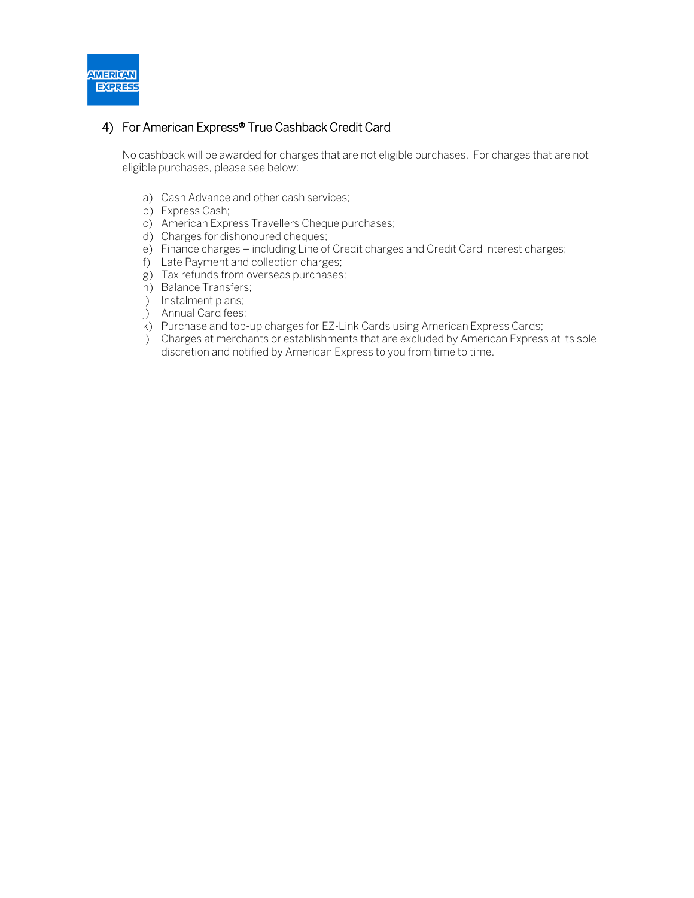4) For American Express® True Cashback Credit Card

No cashback will be awarded for charges that are not eligible purchases. For charges that are not eligible purchases, please see below:

a) Cash Advance and other cash services;
b) Express Cash;
c) American Express Travellers Cheque purchases;
d) Charges for dishonoured cheques;
e) Finance charges – including Line of Credit charges and Credit Card interest charges;
f) Late Payment and collection charges;
g) Tax refunds from overseas purchases;
h) Balance Transfers;
i) Instalment plans;
j) Annual Card fees;
k) Purchase and top-up charges for EZ-Link Cards using American Express Cards;
l) Charges at merchants or establishments that are excluded by American Express at its sole discretion and notified by American Express to you from time to time.